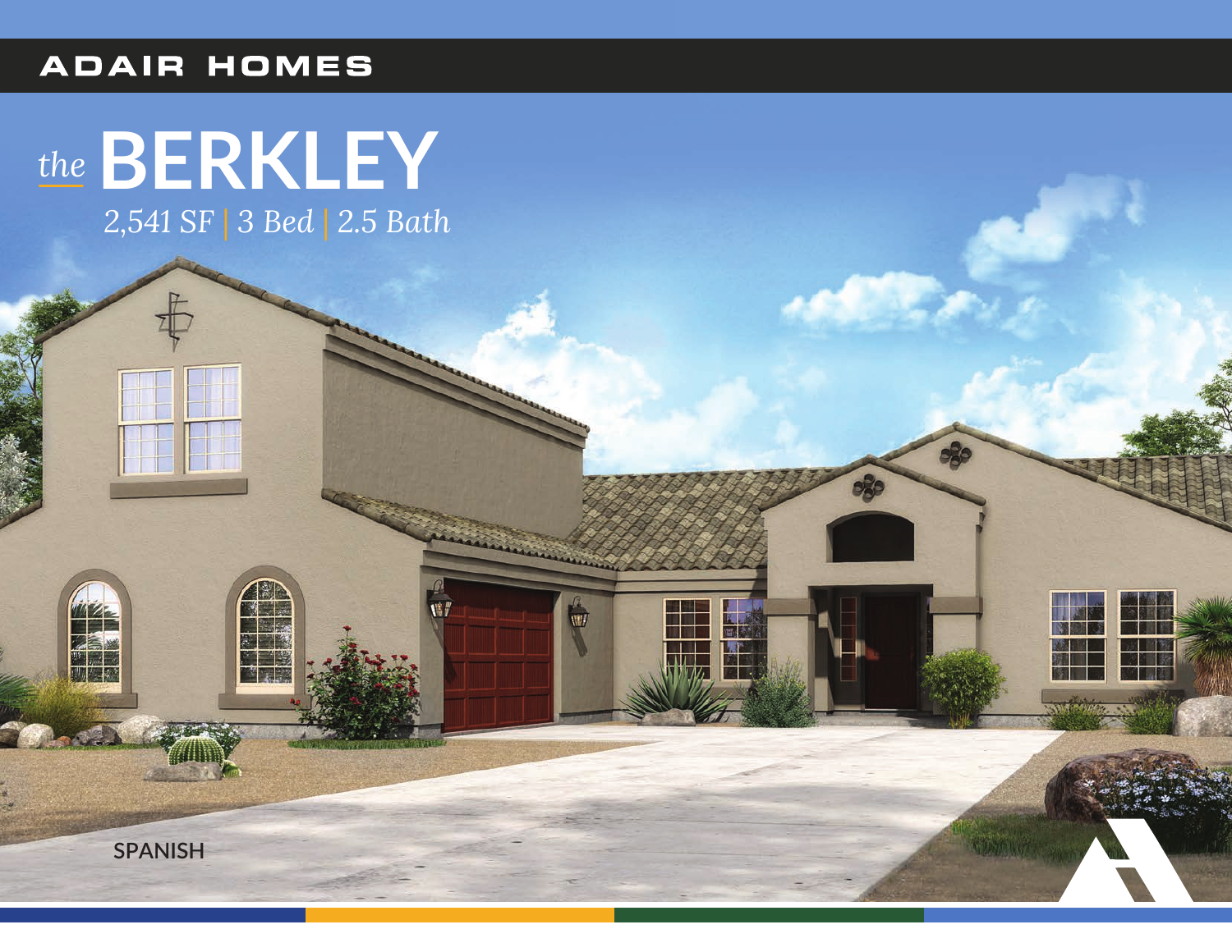ADAIR HOMES

# *the* BERKLEY

*2,541 SF | 3 Bed | 2.5 Bath*

SPANISH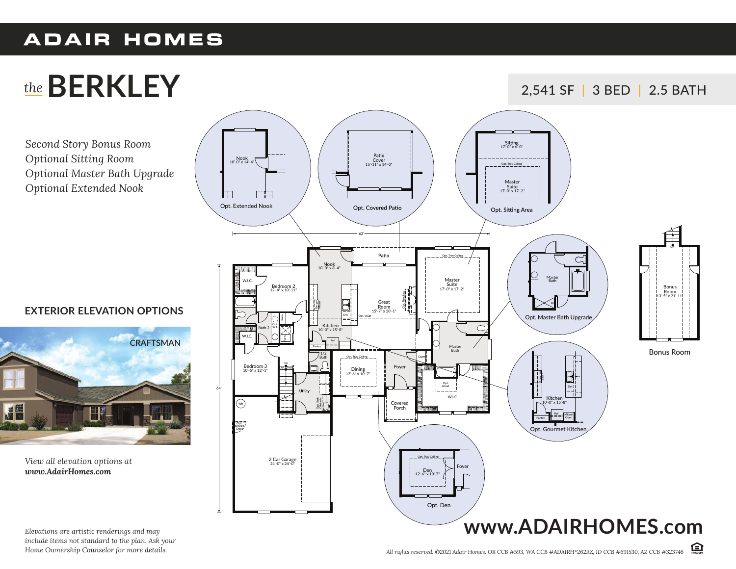# ADAIR HOMES

## *the* BERKLEY

2,541 SF | 3 BED | 2.5 BATH

*Second Story Bonus Room*
*Optional Sitting Room*
*Optional Master Bath Upgrade*
*Optional Extended Nook*

Opt. Extended Nook

Nook
10'-0" x 14'-4"

Opt. Covered Patio

Patio Cover
15'-11" x 14'-0"

Opt. Sitting Area

Sitting
17'-0" x 6'-0"

Opt. Tray Ceiling

Master Suite
17'-0" x 17'-2"

62'

64'

Patio

Nook
10'-0" x 8'-4"

W.I.C.

Bedroom 2
12'-4" x 10'-11"

Great Room
15'-7" x 20'-1"

Opt. Fireplace

Opt. Vault

Opt. Tray Ceiling

Master Suite
17'-0" x 17'-2"

Kitchen
10'-0" x 15'-8"

Bath 2

Opt. Sink

Linen

Furn.

W.I.C.

Pantry

Ref

Dw

Master Bath

Bedroom 3
10'-5" x 12'-1"

Up

1/2 Bath

Opt. Tray Ceiling

Dining
12'-6" x 10'-7"

Foyer

Coats

Opt. Island

W.I.C.

Utility

Opt. Sink Cabinets

Wh

Covered Porch

Opt. Service Door

2 Car Garage
24'-0" x 24'-0"

Opt. Master Bath Upgrade

Master Bath

Opt. Gourmet Kitchen

Kitchen
10'-0" x 15'-8"

Pantry

Ref

Micro/Oven

Dw

Opt. Den

Opt. Tray Ceiling

Den
12'-6" x 10'-7"

Foyer

Bonus Room
13'-5" x 21'-11"

Bonus Room

## EXTERIOR ELEVATION OPTIONS

CRAFTSMAN

*View all elevation options at* ***www.AdairHomes.com***

*Elevations are artistic renderings and may include items not standard to the plan. Ask your Home Ownership Counselor for more details.*

## www.ADAIRHOMES.com

*All rights reserved. ©2021 Adair Homes. OR CCB #593, WA CCB #ADAIRH*262RZ, ID CCB #691530, AZ CCB #323746*